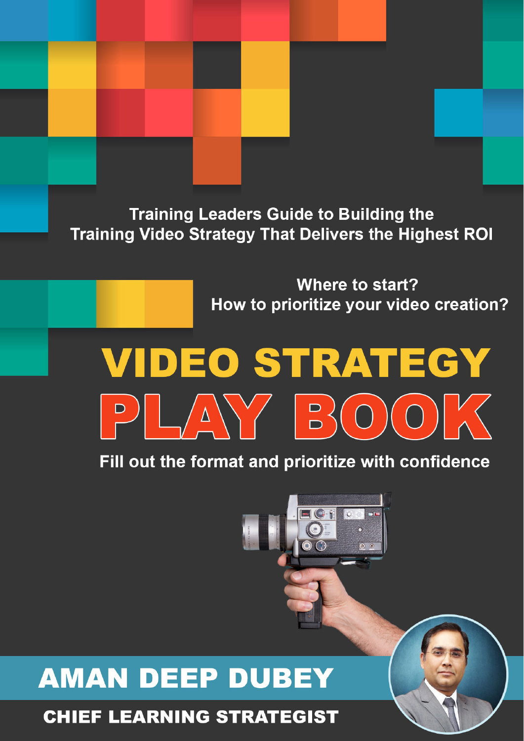Training Leaders Guide to Building the Training Video Strategy That Delivers the Highest ROI

Where to start?
How to prioritize your video creation?

# VIDEO STRATEGY PLAY BOOK

Fill out the format and prioritize with confidence

**AMAN DEEP DUBEY**

**CHIEF LEARNING STRATEGIST**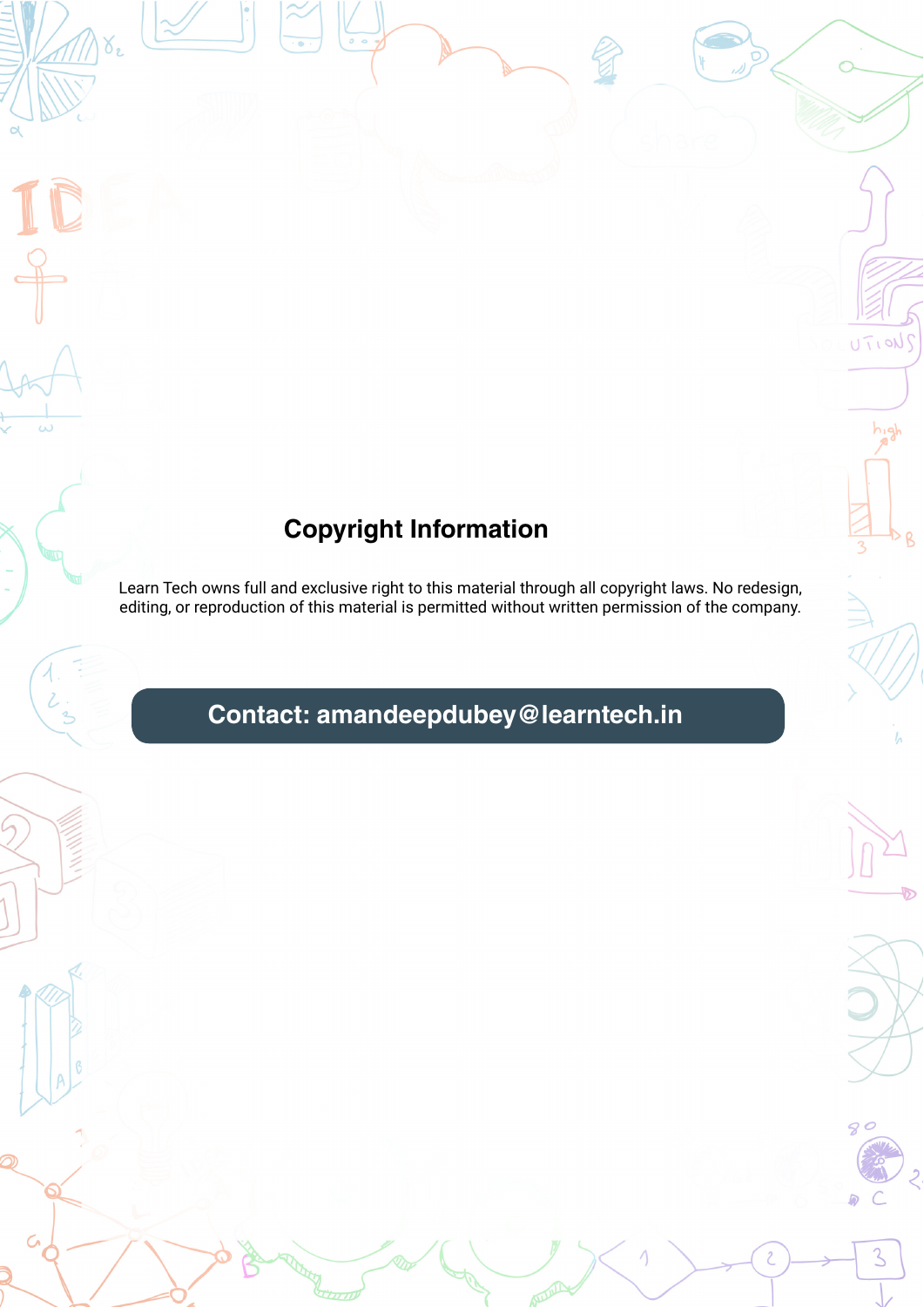## Copyright Information

Learn Tech owns full and exclusive right to this material through all copyright laws. No redesign, editing, or reproduction of this material is permitted without written permission of the company.

**Contact: amandeepdubey@learntech.in**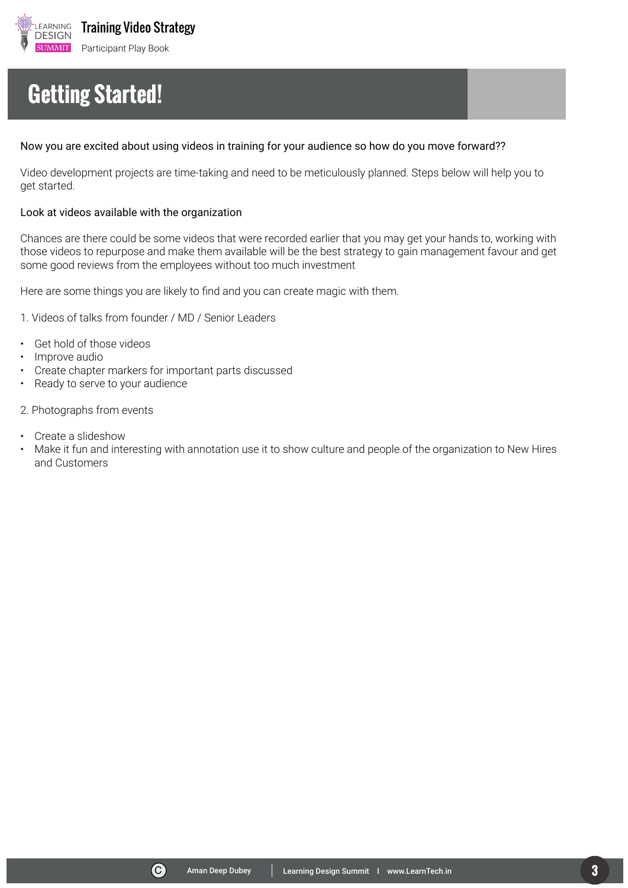# Getting Started!

Now you are excited about using videos in training for your audience so how do you move forward??

Video development projects are time-taking and need to be meticulously planned. Steps below will help you to get started.

Look at videos available with the organization

Chances are there could be some videos that were recorded earlier that you may get your hands to, working with those videos to repurpose and make them available will be the best strategy to gain management favour and get some good reviews from the employees without too much investment

Here are some things you are likely to find and you can create magic with them.

1. Videos of talks from founder / MD / Senior Leaders

- Get hold of those videos
- Improve audio
- Create chapter markers for important parts discussed
- Ready to serve to your audience

2. Photographs from events

- Create a slideshow
- Make it fun and interesting with annotation use it to show culture and people of the organization to New Hires and Customers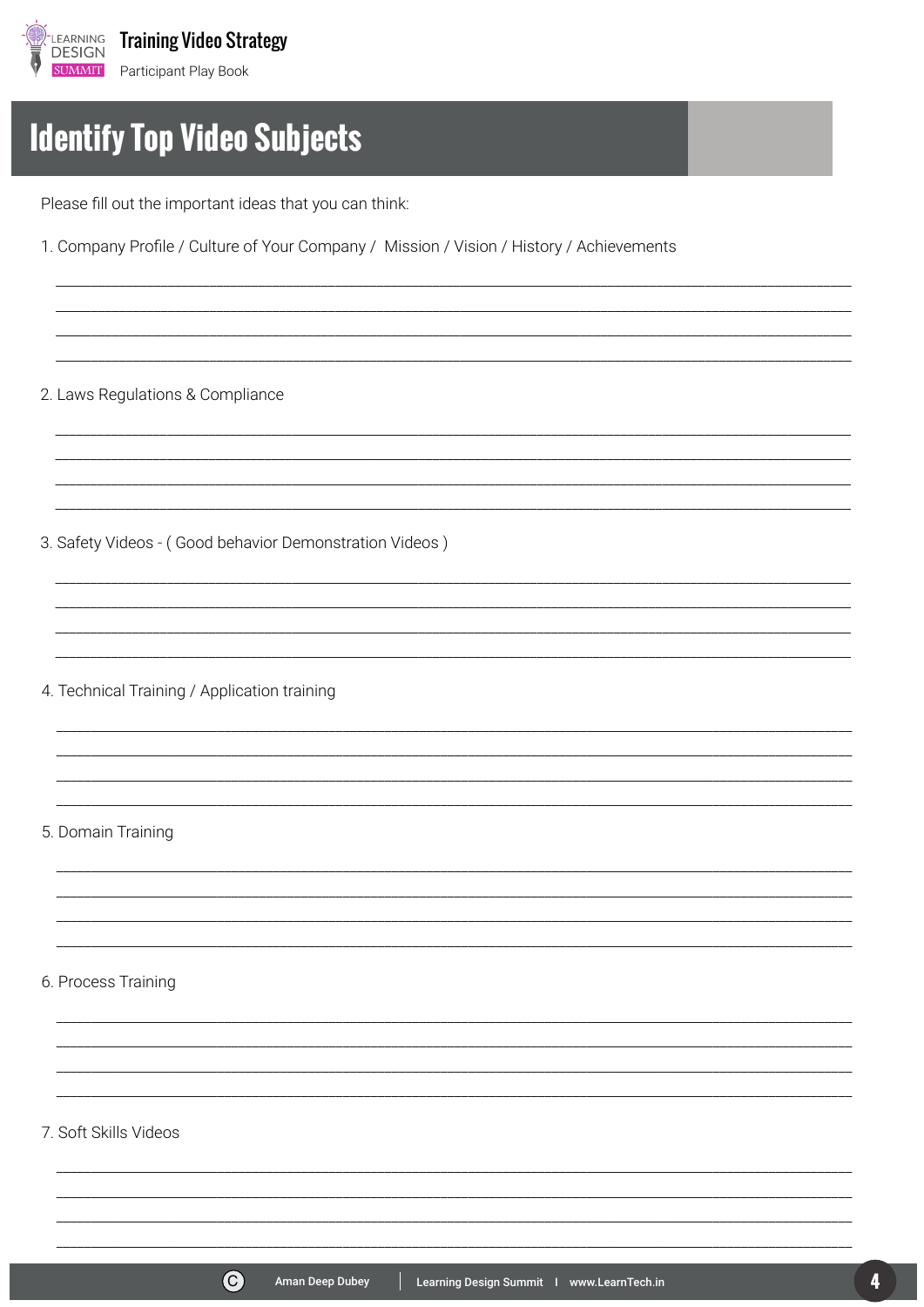# Identify Top Video Subjects

Please fill out the important ideas that you can think:

1. Company Profile / Culture of Your Company / Mission / Vision / History / Achievements

_______________________________________________________________________________
_______________________________________________________________________________
_______________________________________________________________________________
_______________________________________________________________________________

2. Laws Regulations & Compliance

_______________________________________________________________________________
_______________________________________________________________________________
_______________________________________________________________________________
_______________________________________________________________________________

3. Safety Videos - ( Good behavior Demonstration Videos )

_______________________________________________________________________________
_______________________________________________________________________________
_______________________________________________________________________________
_______________________________________________________________________________

4. Technical Training / Application training

_______________________________________________________________________________
_______________________________________________________________________________
_______________________________________________________________________________
_______________________________________________________________________________

5. Domain Training

_______________________________________________________________________________
_______________________________________________________________________________
_______________________________________________________________________________
_______________________________________________________________________________

6. Process Training

_______________________________________________________________________________
_______________________________________________________________________________
_______________________________________________________________________________
_______________________________________________________________________________

7. Soft Skills Videos

_______________________________________________________________________________
_______________________________________________________________________________
_______________________________________________________________________________
_______________________________________________________________________________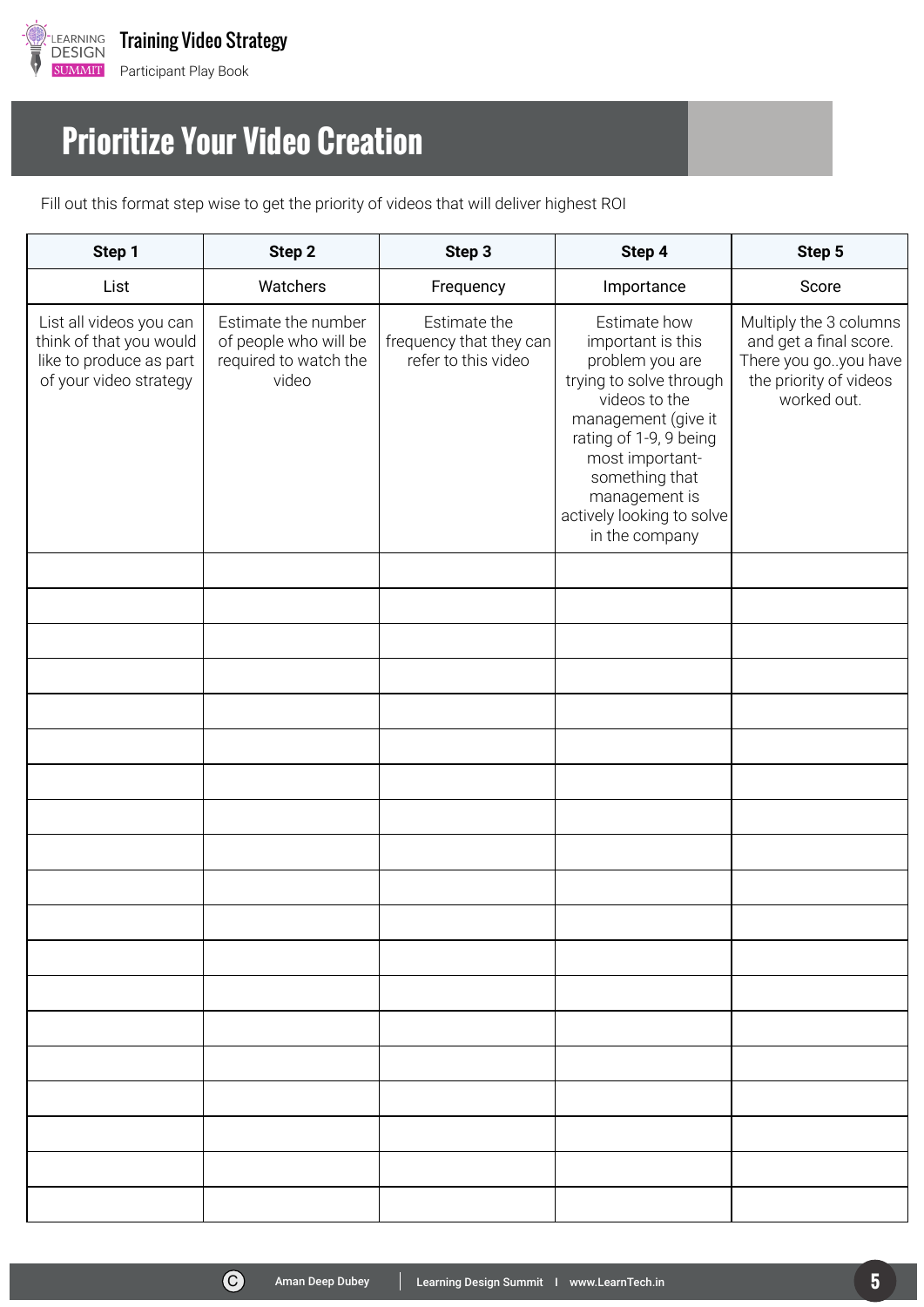# Prioritize Your Video Creation

Fill out this format step wise to get the priority of videos that will deliver highest ROI

| Step 1 | Step 2 | Step 3 | Step 4 | Step 5 |
|---|---|---|---|---|
| List | Watchers | Frequency | Importance | Score |
| List all videos you can think of that you would like to produce as part of your video strategy | Estimate the number of people who will be required to watch the video | Estimate the frequency that they can refer to this video | Estimate how important is this problem you are trying to solve through videos to the management (give it rating of 1-9, 9 being most important- something that management is actively looking to solve in the company | Multiply the 3 columns and get a final score. There you go..you have the priority of videos worked out. |
| | | | | |
| | | | | |
| | | | | |
| | | | | |
| | | | | |
| | | | | |
| | | | | |
| | | | | |
| | | | | |
| | | | | |
| | | | | |
| | | | | |
| | | | | |
| | | | | |
| | | | | |
| | | | | |
| | | | | |
| | | | | |
| | | | | |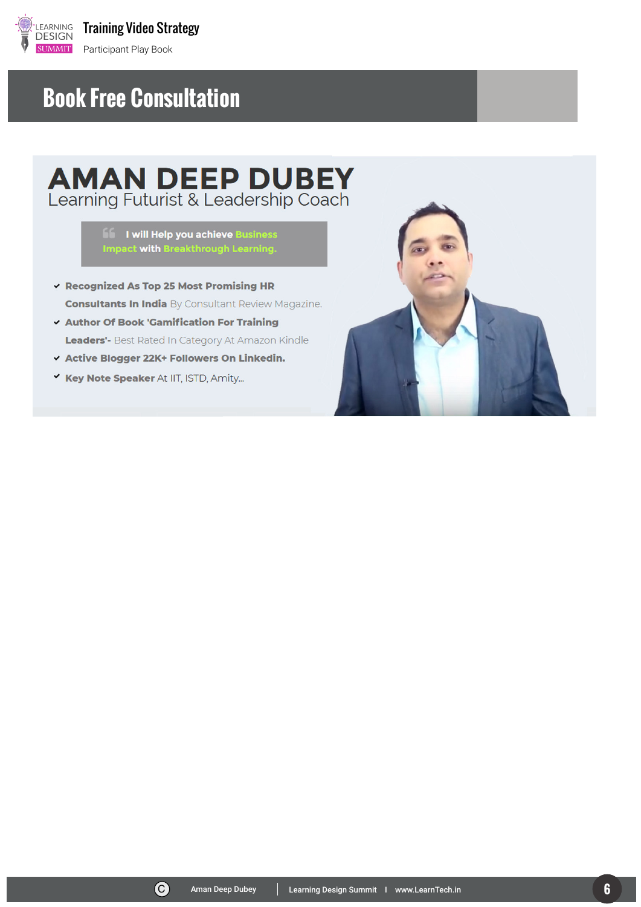# Book Free Consultation

# AMAN DEEP DUBEY

Learning Futurist & Leadership Coach

> I will Help you achieve **Business Impact** with **Breakthrough Learning.**

- **Recognized As Top 25 Most Promising HR Consultants In India** By Consultant Review Magazine.
- **Author Of Book 'Gamification For Training Leaders'**- Best Rated In Category At Amazon Kindle
- **Active Blogger 22K+ Followers On Linkedin.**
- **Key Note Speaker** At IIT, ISTD, Amity...